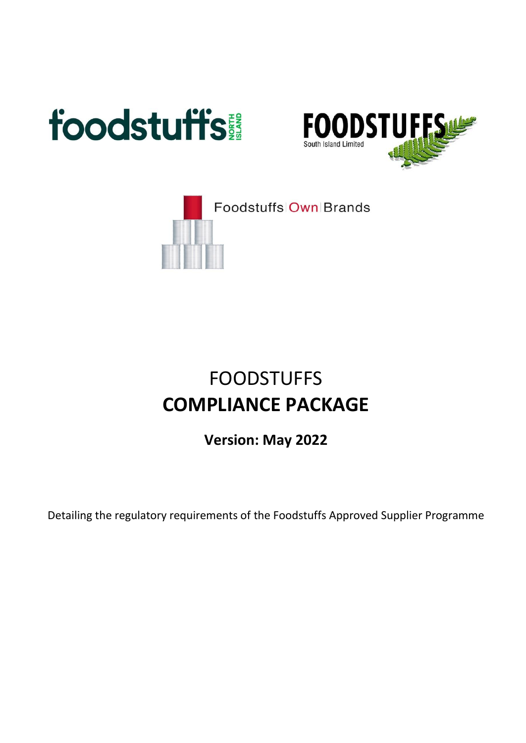# FOODSTUFFS
# COMPLIANCE PACKAGE

**Version: May 2022**

Detailing the regulatory requirements of the Foodstuffs Approved Supplier Programme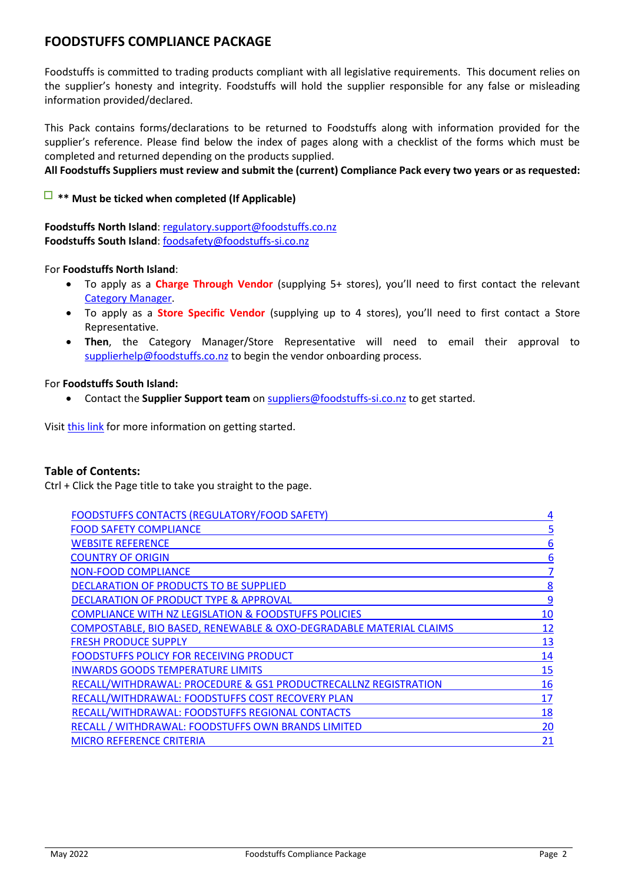# FOODSTUFFS COMPLIANCE PACKAGE

Foodstuffs is committed to trading products compliant with all legislative requirements. This document relies on the supplier's honesty and integrity. Foodstuffs will hold the supplier responsible for any false or misleading information provided/declared.

This Pack contains forms/declarations to be returned to Foodstuffs along with information provided for the supplier's reference. Please find below the index of pages along with a checklist of the forms which must be completed and returned depending on the products supplied.

**All Foodstuffs Suppliers must review and submit the (current) Compliance Pack every two years or as requested:**

☐ **\*\* Must be ticked when completed (If Applicable)**

**Foodstuffs North Island**: regulatory.support@foodstuffs.co.nz
**Foodstuffs South Island**: foodsafety@foodstuffs-si.co.nz

For **Foodstuffs North Island**:

- To apply as a **Charge Through Vendor** (supplying 5+ stores), you'll need to first contact the relevant Category Manager.
- To apply as a **Store Specific Vendor** (supplying up to 4 stores), you'll need to first contact a Store Representative.
- **Then**, the Category Manager/Store Representative will need to email their approval to supplierhelp@foodstuffs.co.nz to begin the vendor onboarding process.

For **Foodstuffs South Island:**

- Contact the **Supplier Support team** on suppliers@foodstuffs-si.co.nz to get started.

Visit this link for more information on getting started.

## Table of Contents:

Ctrl + Click the Page title to take you straight to the page.

| Section | Page |
|---|---|
| FOODSTUFFS CONTACTS (REGULATORY/FOOD SAFETY) | 4 |
| FOOD SAFETY COMPLIANCE | 5 |
| WEBSITE REFERENCE | 6 |
| COUNTRY OF ORIGIN | 6 |
| NON-FOOD COMPLIANCE | 7 |
| DECLARATION OF PRODUCTS TO BE SUPPLIED | 8 |
| DECLARATION OF PRODUCT TYPE & APPROVAL | 9 |
| COMPLIANCE WITH NZ LEGISLATION & FOODSTUFFS POLICIES | 10 |
| COMPOSTABLE, BIO BASED, RENEWABLE & OXO-DEGRADABLE MATERIAL CLAIMS | 12 |
| FRESH PRODUCE SUPPLY | 13 |
| FOODSTUFFS POLICY FOR RECEIVING PRODUCT | 14 |
| INWARDS GOODS TEMPERATURE LIMITS | 15 |
| RECALL/WITHDRAWAL: PROCEDURE & GS1 PRODUCTRECALLNZ REGISTRATION | 16 |
| RECALL/WITHDRAWAL: FOODSTUFFS COST RECOVERY PLAN | 17 |
| RECALL/WITHDRAWAL: FOODSTUFFS REGIONAL CONTACTS | 18 |
| RECALL / WITHDRAWAL: FOODSTUFFS OWN BRANDS LIMITED | 20 |
| MICRO REFERENCE CRITERIA | 21 |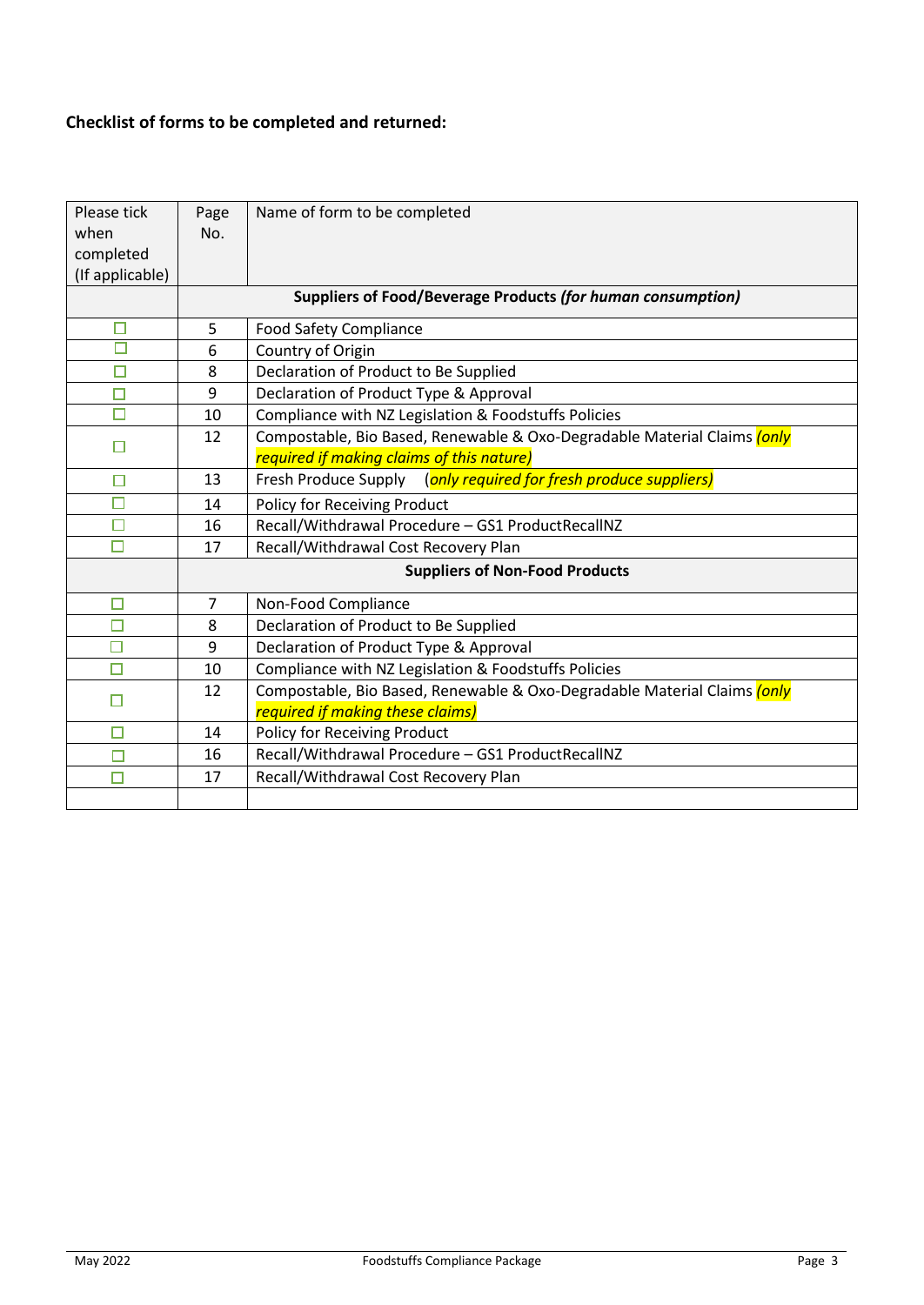**Checklist of forms to be completed and returned:**

| Please tick when completed (If applicable) | Page No. | Name of form to be completed |
|---|---|---|
| | **Suppliers of Food/Beverage Products *(for human consumption)*** | |
| ☐ | 5 | Food Safety Compliance |
| ☐ | 6 | Country of Origin |
| ☐ | 8 | Declaration of Product to Be Supplied |
| ☐ | 9 | Declaration of Product Type & Approval |
| ☐ | 10 | Compliance with NZ Legislation & Foodstuffs Policies |
| ☐ | 12 | Compostable, Bio Based, Renewable & Oxo-Degradable Material Claims *(only required if making claims of this nature)* |
| ☐ | 13 | Fresh Produce Supply *(only required for fresh produce suppliers)* |
| ☐ | 14 | Policy for Receiving Product |
| ☐ | 16 | Recall/Withdrawal Procedure – GS1 ProductRecallNZ |
| ☐ | 17 | Recall/Withdrawal Cost Recovery Plan |
| | **Suppliers of Non-Food Products** | |
| ☐ | 7 | Non-Food Compliance |
| ☐ | 8 | Declaration of Product to Be Supplied |
| ☐ | 9 | Declaration of Product Type & Approval |
| ☐ | 10 | Compliance with NZ Legislation & Foodstuffs Policies |
| ☐ | 12 | Compostable, Bio Based, Renewable & Oxo-Degradable Material Claims *(only required if making these claims)* |
| ☐ | 14 | Policy for Receiving Product |
| ☐ | 16 | Recall/Withdrawal Procedure – GS1 ProductRecallNZ |
| ☐ | 17 | Recall/Withdrawal Cost Recovery Plan |
| | | |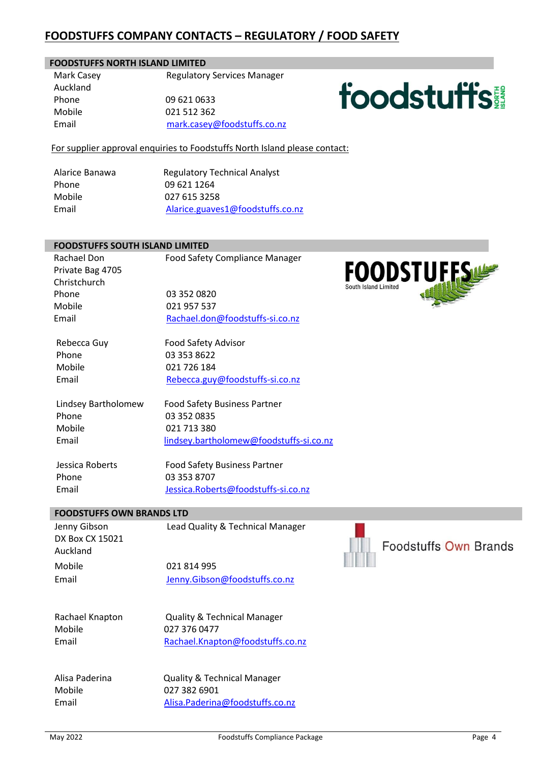# FOODSTUFFS COMPANY CONTACTS – REGULATORY / FOOD SAFETY

## FOODSTUFFS NORTH ISLAND LIMITED

| | |
|---|---|
| Mark Casey | Regulatory Services Manager |
| Auckland | |
| Phone | 09 621 0633 |
| Mobile | 021 512 362 |
| Email | mark.casey@foodstuffs.co.nz |

For supplier approval enquiries to Foodstuffs North Island please contact:

| | |
|---|---|
| Alarice Banawa | Regulatory Technical Analyst |
| Phone | 09 621 1264 |
| Mobile | 027 615 3258 |
| Email | Alarice.guaves1@foodstuffs.co.nz |

## FOODSTUFFS SOUTH ISLAND LIMITED

| | |
|---|---|
| Rachael Don | Food Safety Compliance Manager |
| Private Bag 4705 | |
| Christchurch | |
| Phone | 03 352 0820 |
| Mobile | 021 957 537 |
| Email | Rachael.don@foodstuffs-si.co.nz |

| | |
|---|---|
| Rebecca Guy | Food Safety Advisor |
| Phone | 03 353 8622 |
| Mobile | 021 726 184 |
| Email | Rebecca.guy@foodstuffs-si.co.nz |

| | |
|---|---|
| Lindsey Bartholomew | Food Safety Business Partner |
| Phone | 03 352 0835 |
| Mobile | 021 713 380 |
| Email | lindsey.bartholomew@foodstuffs-si.co.nz |

| | |
|---|---|
| Jessica Roberts | Food Safety Business Partner |
| Phone | 03 353 8707 |
| Email | Jessica.Roberts@foodstuffs-si.co.nz |

## FOODSTUFFS OWN BRANDS LTD

| | |
|---|---|
| Jenny Gibson | Lead Quality & Technical Manager |
| DX Box CX 15021 | |
| Auckland | |
| Mobile | 021 814 995 |
| Email | Jenny.Gibson@foodstuffs.co.nz |

| | |
|---|---|
| Rachael Knapton | Quality & Technical Manager |
| Mobile | 027 376 0477 |
| Email | Rachael.Knapton@foodstuffs.co.nz |

| | |
|---|---|
| Alisa Paderina | Quality & Technical Manager |
| Mobile | 027 382 6901 |
| Email | Alisa.Paderina@foodstuffs.co.nz |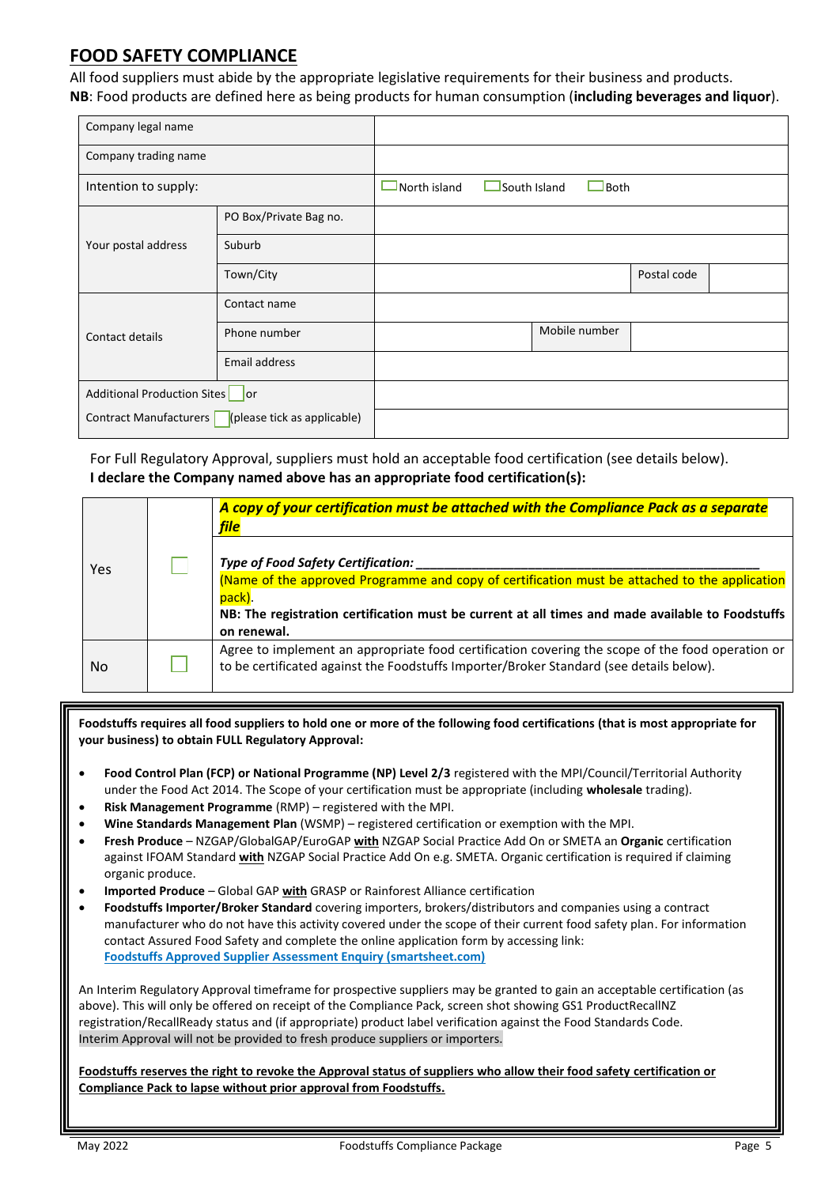# FOOD SAFETY COMPLIANCE

All food suppliers must abide by the appropriate legislative requirements for their business and products.
**NB**: Food products are defined here as being products for human consumption (**including beverages and liquor**).

| | | | | |
|---|---|---|---|---|
| Company legal name | | | | |
| Company trading name | | | | |
| Intention to supply: | | ☐ North island ☐ South Island ☐ Both | | |
| Your postal address | PO Box/Private Bag no. | | | |
| | Suburb | | | |
| | Town/City | | Postal code | |
| Contact details | Contact name | | | |
| | Phone number | | Mobile number | |
| | Email address | | | |
| Additional Production Sites ☐ or | | | | |
| Contract Manufacturers ☐ (please tick as applicable) | | | | |

For Full Regulatory Approval, suppliers must hold an acceptable food certification (see details below).
**I declare the Company named above has an appropriate food certification(s):**

| | | |
|---|---|---|
| Yes | ☐ | ***A copy of your certification must be attached with the Compliance Pack as a separate file*** |
| | | *Type of Food Safety Certification:* ___________________________________ (Name of the approved Programme and copy of certification must be attached to the application pack). **NB: The registration certification must be current at all times and made available to Foodstuffs on renewal.** |
| No | ☐ | Agree to implement an appropriate food certification covering the scope of the food operation or to be certificated against the Foodstuffs Importer/Broker Standard (see details below). |

**Foodstuffs requires all food suppliers to hold one or more of the following food certifications (that is most appropriate for your business) to obtain FULL Regulatory Approval:**

- **Food Control Plan (FCP) or National Programme (NP) Level 2/3** registered with the MPI/Council/Territorial Authority under the Food Act 2014. The Scope of your certification must be appropriate (including **wholesale** trading).
- **Risk Management Programme** (RMP) – registered with the MPI.
- **Wine Standards Management Plan** (WSMP) – registered certification or exemption with the MPI.
- **Fresh Produce** – NZGAP/GlobalGAP/EuroGAP **with** NZGAP Social Practice Add On or SMETA an **Organic** certification against IFOAM Standard **with** NZGAP Social Practice Add On e.g. SMETA. Organic certification is required if claiming organic produce.
- **Imported Produce** – Global GAP **with** GRASP or Rainforest Alliance certification
- **Foodstuffs Importer/Broker Standard** covering importers, brokers/distributors and companies using a contract manufacturer who do not have this activity covered under the scope of their current food safety plan. For information contact Assured Food Safety and complete the online application form by accessing link: **Foodstuffs Approved Supplier Assessment Enquiry (smartsheet.com)**

An Interim Regulatory Approval timeframe for prospective suppliers may be granted to gain an acceptable certification (as above). This will only be offered on receipt of the Compliance Pack, screen shot showing GS1 ProductRecallNZ registration/RecallReady status and (if appropriate) product label verification against the Food Standards Code. Interim Approval will not be provided to fresh produce suppliers or importers.

**Foodstuffs reserves the right to revoke the Approval status of suppliers who allow their food safety certification or Compliance Pack to lapse without prior approval from Foodstuffs.**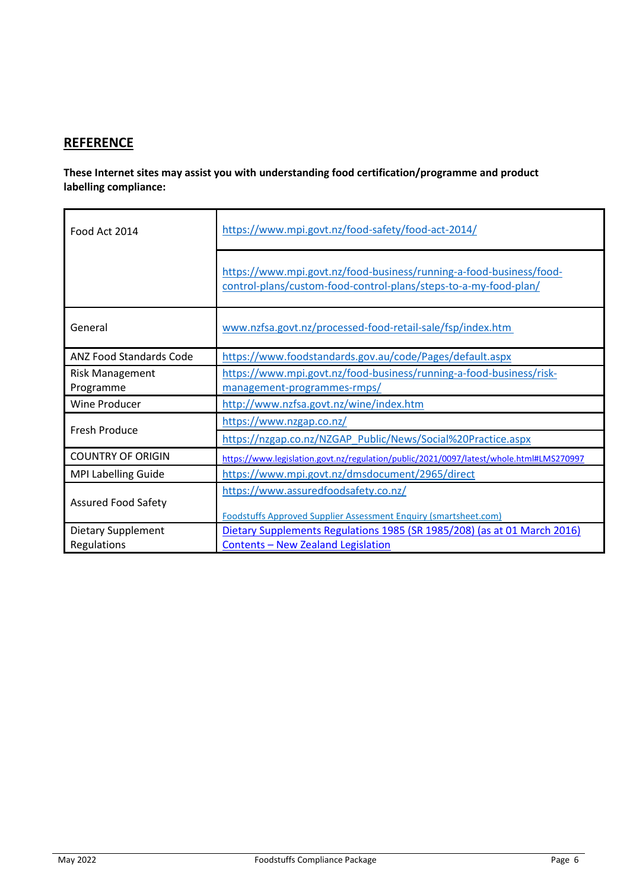## REFERENCE

**These Internet sites may assist you with understanding food certification/programme and product labelling compliance:**

| | |
|---|---|
| Food Act 2014 | https://www.mpi.govt.nz/food-safety/food-act-2014/ |
| | https://www.mpi.govt.nz/food-business/running-a-food-business/food-control-plans/custom-food-control-plans/steps-to-a-my-food-plan/ |
| General | www.nzfsa.govt.nz/processed-food-retail-sale/fsp/index.htm |
| ANZ Food Standards Code | https://www.foodstandards.gov.au/code/Pages/default.aspx |
| Risk Management Programme | https://www.mpi.govt.nz/food-business/running-a-food-business/risk-management-programmes-rmps/ |
| Wine Producer | http://www.nzfsa.govt.nz/wine/index.htm |
| Fresh Produce | https://www.nzgap.co.nz/ |
| | https://nzgap.co.nz/NZGAP_Public/News/Social%20Practice.aspx |
| COUNTRY OF ORIGIN | https://www.legislation.govt.nz/regulation/public/2021/0097/latest/whole.html#LMS270997 |
| MPI Labelling Guide | https://www.mpi.govt.nz/dmsdocument/2965/direct |
| Assured Food Safety | https://www.assuredfoodsafety.co.nz/<br><br>Foodstuffs Approved Supplier Assessment Enquiry (smartsheet.com) |
| Dietary Supplement Regulations | Dietary Supplements Regulations 1985 (SR 1985/208) (as at 01 March 2016) Contents – New Zealand Legislation |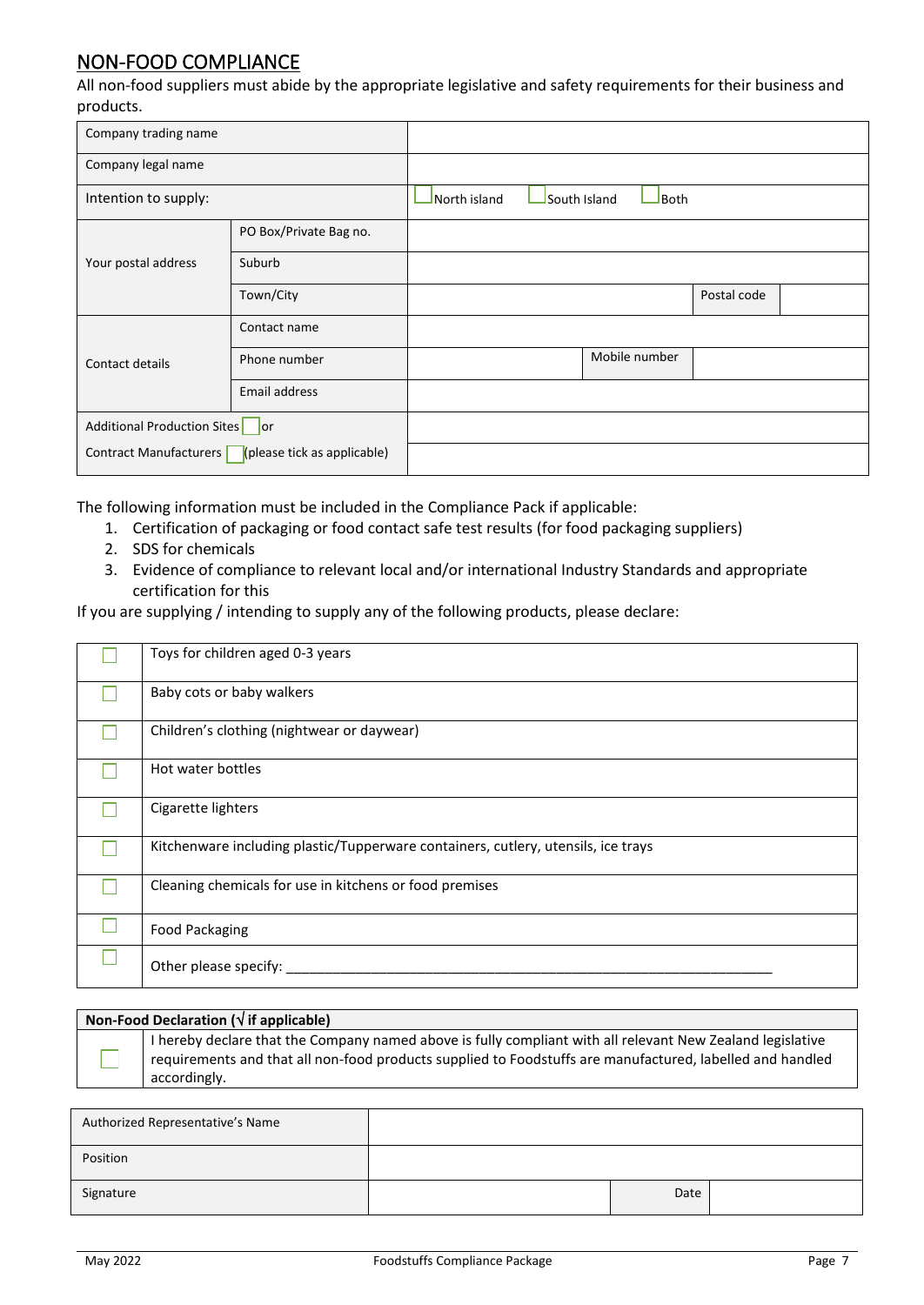## NON-FOOD COMPLIANCE

All non-food suppliers must abide by the appropriate legislative and safety requirements for their business and products.

| | | | | |
|---|---|---|---|---|
| Company trading name | | | | |
| Company legal name | | | | |
| Intention to supply: | | ☐ North island ☐ South Island ☐ Both | | |
| Your postal address | PO Box/Private Bag no. | | | |
| | Suburb | | | |
| | Town/City | | Postal code | |
| Contact details | Contact name | | | |
| | Phone number | | Mobile number | |
| | Email address | | | |
| Additional Production Sites ☐ or | | | | |
| Contract Manufacturers ☐ (please tick as applicable) | | | | |

The following information must be included in the Compliance Pack if applicable:

1. Certification of packaging or food contact safe test results (for food packaging suppliers)
2. SDS for chemicals
3. Evidence of compliance to relevant local and/or international Industry Standards and appropriate certification for this

If you are supplying / intending to supply any of the following products, please declare:

| | |
|---|---|
| ☐ | Toys for children aged 0-3 years |
| ☐ | Baby cots or baby walkers |
| ☐ | Children's clothing (nightwear or daywear) |
| ☐ | Hot water bottles |
| ☐ | Cigarette lighters |
| ☐ | Kitchenware including plastic/Tupperware containers, cutlery, utensils, ice trays |
| ☐ | Cleaning chemicals for use in kitchens or food premises |
| ☐ | Food Packaging |
| ☐ | Other please specify: ________________________________________________________________ |

| **Non-Food Declaration (√ if applicable)** | |
|---|---|
| ☐ | I hereby declare that the Company named above is fully compliant with all relevant New Zealand legislative requirements and that all non-food products supplied to Foodstuffs are manufactured, labelled and handled accordingly. |

| | | | |
|---|---|---|---|
| Authorized Representative's Name | | | |
| Position | | | |
| Signature | | Date | |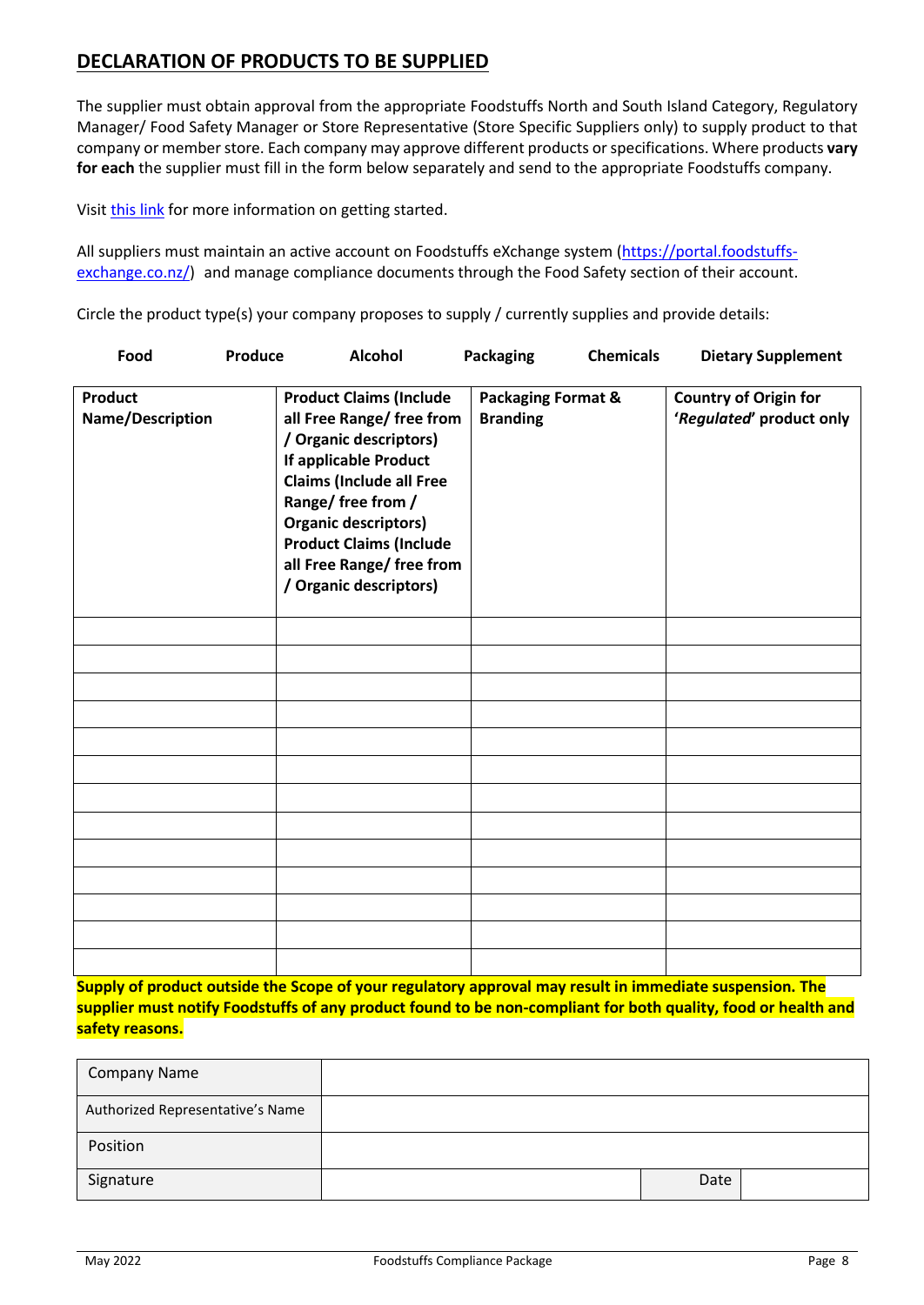## DECLARATION OF PRODUCTS TO BE SUPPLIED

The supplier must obtain approval from the appropriate Foodstuffs North and South Island Category, Regulatory Manager/ Food Safety Manager or Store Representative (Store Specific Suppliers only) to supply product to that company or member store. Each company may approve different products or specifications. Where products **vary for each** the supplier must fill in the form below separately and send to the appropriate Foodstuffs company.

Visit this link for more information on getting started.

All suppliers must maintain an active account on Foodstuffs eXchange system (https://portal.foodstuffs-exchange.co.nz/) and manage compliance documents through the Food Safety section of their account.

Circle the product type(s) your company proposes to supply / currently supplies and provide details:

**Food** **Produce** **Alcohol** **Packaging** **Chemicals** **Dietary Supplement**

| Product Name/Description | Product Claims (Include all Free Range/ free from / Organic descriptors) If applicable Product Claims (Include all Free Range/ free from / Organic descriptors) Product Claims (Include all Free Range/ free from / Organic descriptors) | Packaging Format & Branding | Country of Origin for '*Regulated*' product only |
|---|---|---|---|
| | | | |
| | | | |
| | | | |
| | | | |
| | | | |
| | | | |
| | | | |
| | | | |
| | | | |
| | | | |
| | | | |
| | | | |
| | | | |

**Supply of product outside the Scope of your regulatory approval may result in immediate suspension. The supplier must notify Foodstuffs of any product found to be non-compliant for both quality, food or health and safety reasons.**

| Company Name | | | |
|---|---|---|---|
| Authorized Representative's Name | | | |
| Position | | | |
| Signature | | Date | |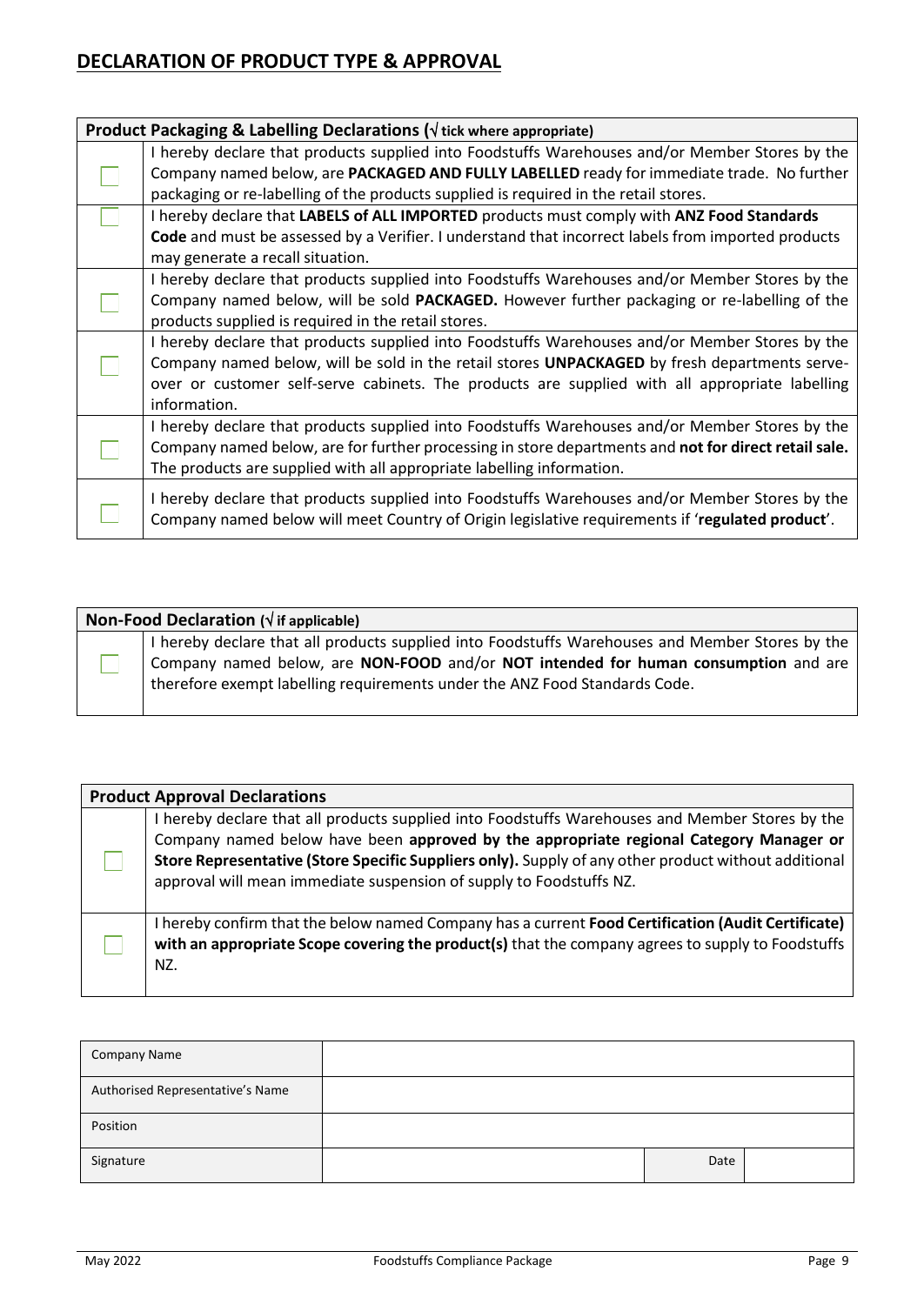## DECLARATION OF PRODUCT TYPE & APPROVAL

| **Product Packaging & Labelling Declarations (√ tick where appropriate)** | |
|---|---|
| ☐ | I hereby declare that products supplied into Foodstuffs Warehouses and/or Member Stores by the Company named below, are **PACKAGED AND FULLY LABELLED** ready for immediate trade. No further packaging or re-labelling of the products supplied is required in the retail stores. |
| ☐ | I hereby declare that **LABELS of ALL IMPORTED** products must comply with **ANZ Food Standards Code** and must be assessed by a Verifier. I understand that incorrect labels from imported products may generate a recall situation. |
| ☐ | I hereby declare that products supplied into Foodstuffs Warehouses and/or Member Stores by the Company named below, will be sold **PACKAGED.** However further packaging or re-labelling of the products supplied is required in the retail stores. |
| ☐ | I hereby declare that products supplied into Foodstuffs Warehouses and/or Member Stores by the Company named below, will be sold in the retail stores **UNPACKAGED** by fresh departments serve-over or customer self-serve cabinets. The products are supplied with all appropriate labelling information. |
| ☐ | I hereby declare that products supplied into Foodstuffs Warehouses and/or Member Stores by the Company named below, are for further processing in store departments and **not for direct retail sale.** The products are supplied with all appropriate labelling information. |
| ☐ | I hereby declare that products supplied into Foodstuffs Warehouses and/or Member Stores by the Company named below will meet Country of Origin legislative requirements if '**regulated product**'. |

| **Non-Food Declaration (√ if applicable)** | |
|---|---|
| ☐ | I hereby declare that all products supplied into Foodstuffs Warehouses and Member Stores by the Company named below, are **NON-FOOD** and/or **NOT intended for human consumption** and are therefore exempt labelling requirements under the ANZ Food Standards Code. |

| **Product Approval Declarations** | |
|---|---|
| ☐ | I hereby declare that all products supplied into Foodstuffs Warehouses and Member Stores by the Company named below have been **approved by the appropriate regional Category Manager or Store Representative (Store Specific Suppliers only).** Supply of any other product without additional approval will mean immediate suspension of supply to Foodstuffs NZ. |
| ☐ | I hereby confirm that the below named Company has a current **Food Certification (Audit Certificate) with an appropriate Scope covering the product(s)** that the company agrees to supply to Foodstuffs NZ. |

| Company Name | | | |
|---|---|---|---|
| Authorised Representative's Name | | | |
| Position | | | |
| Signature | | Date | |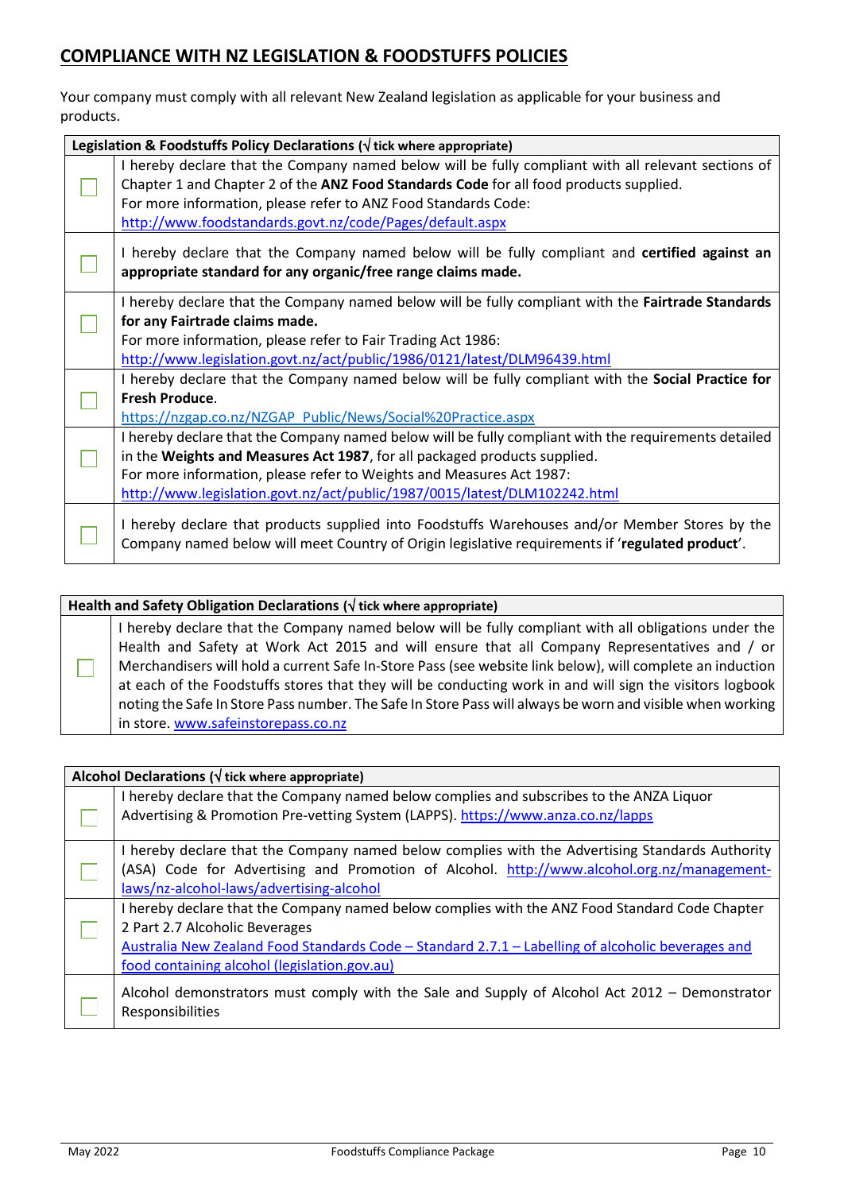## COMPLIANCE WITH NZ LEGISLATION & FOODSTUFFS POLICIES

Your company must comply with all relevant New Zealand legislation as applicable for your business and products.

| Legislation & Foodstuffs Policy Declarations (√ tick where appropriate) | |
|---|---|
| ☐ | I hereby declare that the Company named below will be fully compliant with all relevant sections of Chapter 1 and Chapter 2 of the **ANZ Food Standards Code** for all food products supplied. For more information, please refer to ANZ Food Standards Code: http://www.foodstandards.govt.nz/code/Pages/default.aspx |
| ☐ | I hereby declare that the Company named below will be fully compliant and **certified against an appropriate standard for any organic/free range claims made.** |
| ☐ | I hereby declare that the Company named below will be fully compliant with the **Fairtrade Standards for any Fairtrade claims made.** For more information, please refer to Fair Trading Act 1986: http://www.legislation.govt.nz/act/public/1986/0121/latest/DLM96439.html |
| ☐ | I hereby declare that the Company named below will be fully compliant with the **Social Practice for Fresh Produce**. https://nzgap.co.nz/NZGAP_Public/News/Social%20Practice.aspx |
| ☐ | I hereby declare that the Company named below will be fully compliant with the requirements detailed in the **Weights and Measures Act 1987**, for all packaged products supplied. For more information, please refer to Weights and Measures Act 1987: http://www.legislation.govt.nz/act/public/1987/0015/latest/DLM102242.html |
| ☐ | I hereby declare that products supplied into Foodstuffs Warehouses and/or Member Stores by the Company named below will meet Country of Origin legislative requirements if '**regulated product**'. |

| Health and Safety Obligation Declarations (√ tick where appropriate) | |
|---|---|
| ☐ | I hereby declare that the Company named below will be fully compliant with all obligations under the Health and Safety at Work Act 2015 and will ensure that all Company Representatives and / or Merchandisers will hold a current Safe In-Store Pass (see website link below), will complete an induction at each of the Foodstuffs stores that they will be conducting work in and will sign the visitors logbook noting the Safe In Store Pass number. The Safe In Store Pass will always be worn and visible when working in store. www.safeinstorepass.co.nz |

| Alcohol Declarations (√ tick where appropriate) | |
|---|---|
| ☐ | I hereby declare that the Company named below complies and subscribes to the ANZA Liquor Advertising & Promotion Pre-vetting System (LAPPS). https://www.anza.co.nz/lapps |
| ☐ | I hereby declare that the Company named below complies with the Advertising Standards Authority (ASA) Code for Advertising and Promotion of Alcohol. http://www.alcohol.org.nz/management-laws/nz-alcohol-laws/advertising-alcohol |
| ☐ | I hereby declare that the Company named below complies with the ANZ Food Standard Code Chapter 2 Part 2.7 Alcoholic Beverages Australia New Zealand Food Standards Code – Standard 2.7.1 – Labelling of alcoholic beverages and food containing alcohol (legislation.gov.au) |
| ☐ | Alcohol demonstrators must comply with the Sale and Supply of Alcohol Act 2012 – Demonstrator Responsibilities |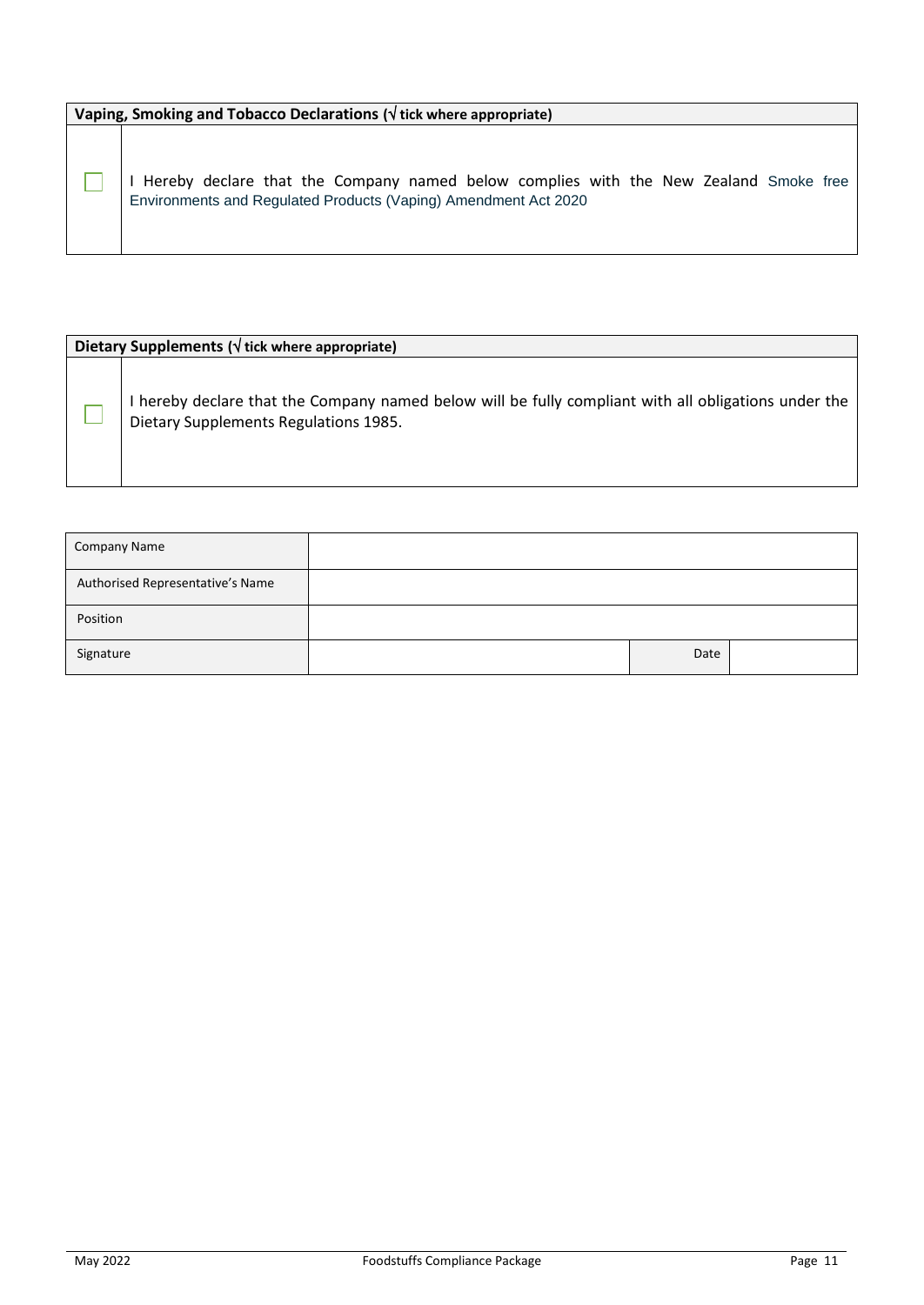| Vaping, Smoking and Tobacco Declarations (√ tick where appropriate) | |
|---|---|
| ☐ | I Hereby declare that the Company named below complies with the New Zealand Smoke free Environments and Regulated Products (Vaping) Amendment Act 2020 |

| Dietary Supplements (√ tick where appropriate) | |
|---|---|
| ☐ | I hereby declare that the Company named below will be fully compliant with all obligations under the Dietary Supplements Regulations 1985. |

| Company Name | | | |
|---|---|---|---|
| Authorised Representative's Name | | | |
| Position | | | |
| Signature | | Date | |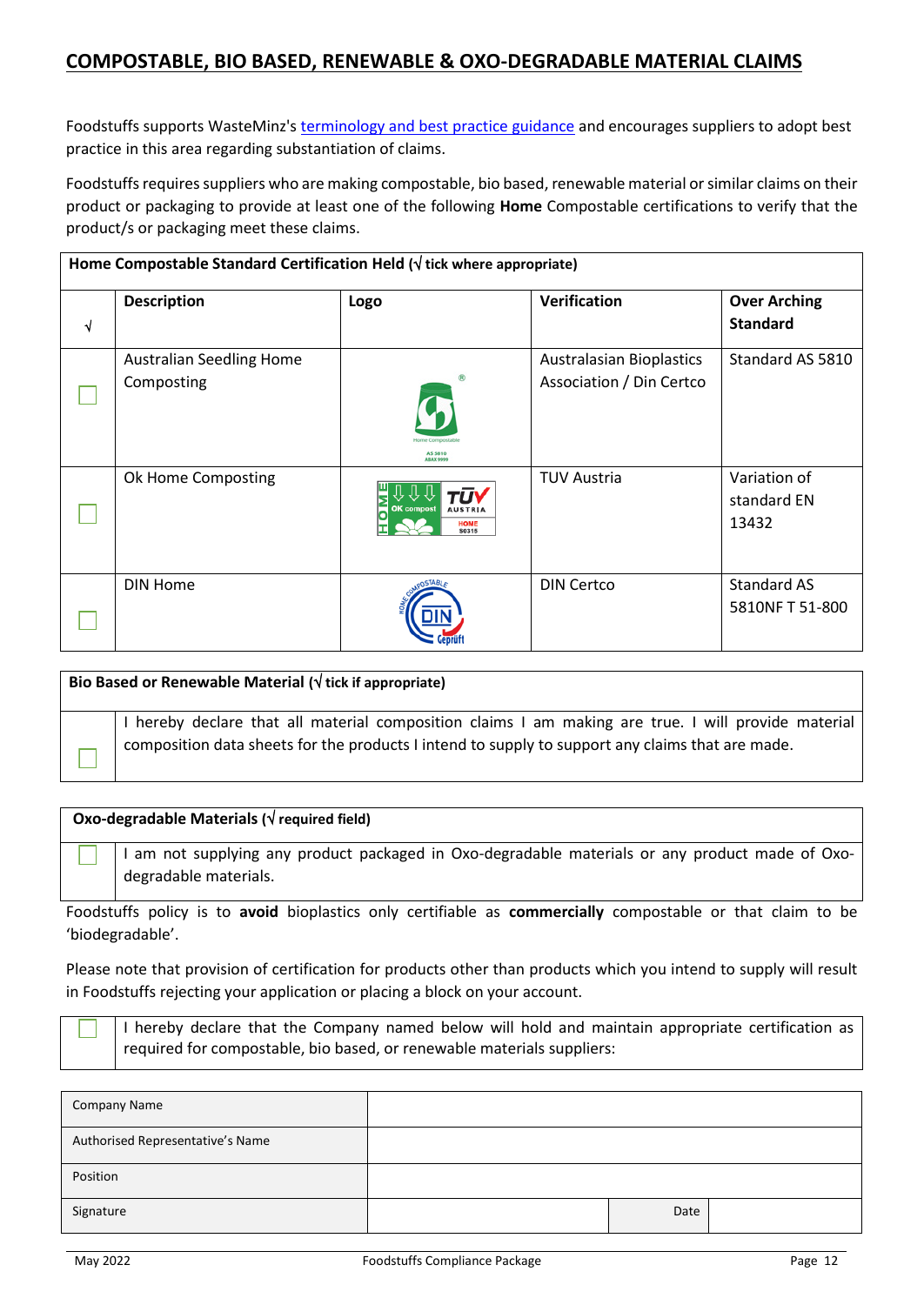## COMPOSTABLE, BIO BASED, RENEWABLE & OXO-DEGRADABLE MATERIAL CLAIMS

Foodstuffs supports WasteMinz's terminology and best practice guidance and encourages suppliers to adopt best practice in this area regarding substantiation of claims.

Foodstuffs requires suppliers who are making compostable, bio based, renewable material or similar claims on their product or packaging to provide at least one of the following **Home** Compostable certifications to verify that the product/s or packaging meet these claims.

| **Home Compostable Standard Certification Held (√ tick where appropriate)** | | | | |
|---|---|---|---|---|
| √ | **Description** | **Logo** | **Verification** | **Over Arching Standard** |
| ☐ | Australian Seedling Home Composting | | Australasian Bioplastics Association / Din Certco | Standard AS 5810 |
| ☐ | Ok Home Composting | | TUV Austria | Variation of standard EN 13432 |
| ☐ | DIN Home | | DIN Certco | Standard AS 5810NF T 51-800 |

| **Bio Based or Renewable Material (√ tick if appropriate)** | |
|---|---|
| ☐ | I hereby declare that all material composition claims I am making are true. I will provide material composition data sheets for the products I intend to supply to support any claims that are made. |

| **Oxo-degradable Materials (√ required field)** | |
|---|---|
| ☐ | I am not supplying any product packaged in Oxo-degradable materials or any product made of Oxo-degradable materials. |

Foodstuffs policy is to **avoid** bioplastics only certifiable as **commercially** compostable or that claim to be 'biodegradable'.

Please note that provision of certification for products other than products which you intend to supply will result in Foodstuffs rejecting your application or placing a block on your account.

| ☐ | I hereby declare that the Company named below will hold and maintain appropriate certification as required for compostable, bio based, or renewable materials suppliers: |
|---|---|

| | | | |
|---|---|---|---|
| Company Name | | | |
| Authorised Representative's Name | | | |
| Position | | | |
| Signature | | Date | |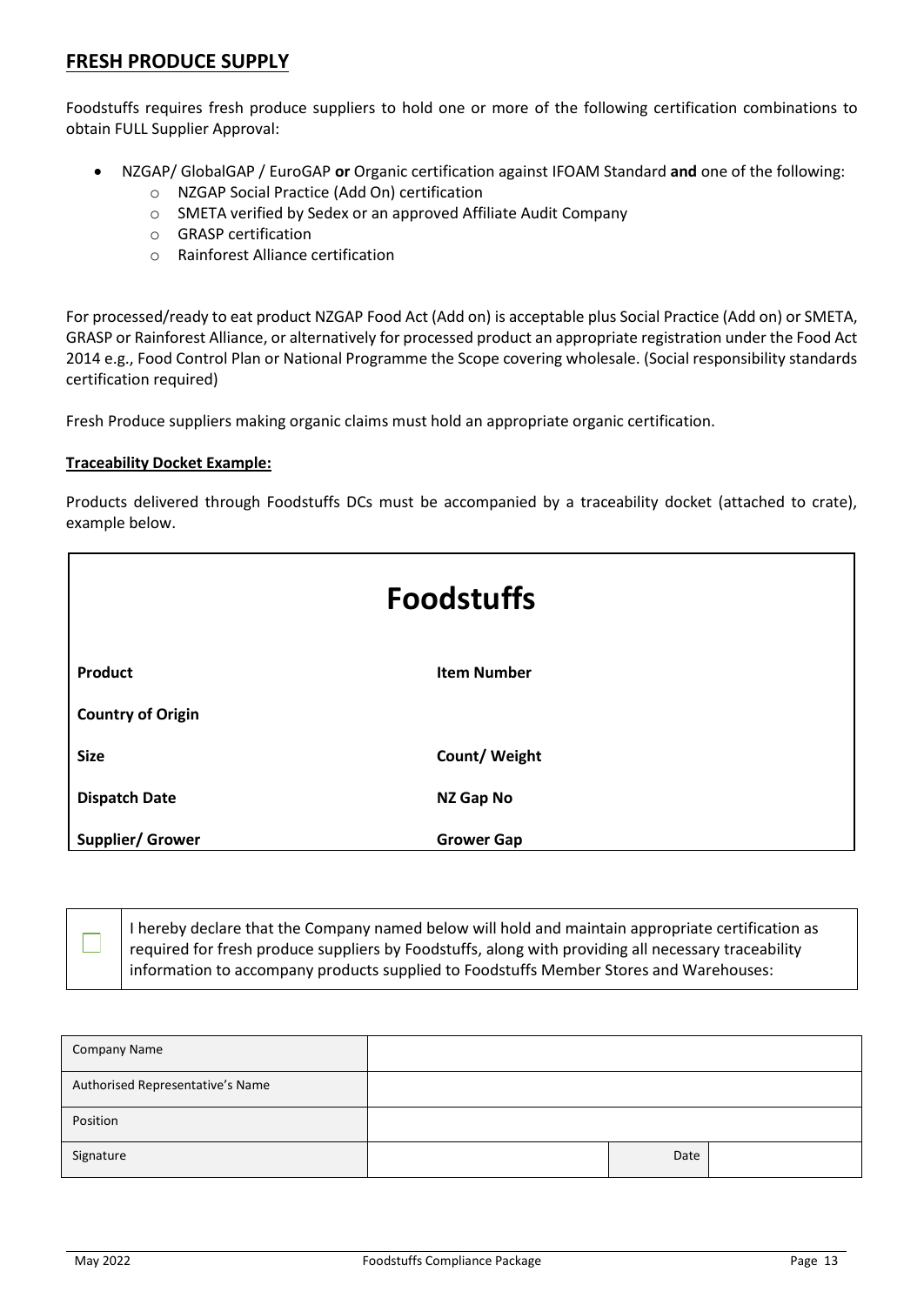## FRESH PRODUCE SUPPLY

Foodstuffs requires fresh produce suppliers to hold one or more of the following certification combinations to obtain FULL Supplier Approval:

- NZGAP/ GlobalGAP / EuroGAP **or** Organic certification against IFOAM Standard **and** one of the following:
  - NZGAP Social Practice (Add On) certification
  - SMETA verified by Sedex or an approved Affiliate Audit Company
  - GRASP certification
  - Rainforest Alliance certification

For processed/ready to eat product NZGAP Food Act (Add on) is acceptable plus Social Practice (Add on) or SMETA, GRASP or Rainforest Alliance, or alternatively for processed product an appropriate registration under the Food Act 2014 e.g., Food Control Plan or National Programme the Scope covering wholesale. (Social responsibility standards certification required)

Fresh Produce suppliers making organic claims must hold an appropriate organic certification.

**Traceability Docket Example:**

Products delivered through Foodstuffs DCs must be accompanied by a traceability docket (attached to crate), example below.

| **Foodstuffs** | |
|---|---|
| **Product** | **Item Number** |
| **Country of Origin** | |
| **Size** | **Count/ Weight** |
| **Dispatch Date** | **NZ Gap No** |
| **Supplier/ Grower** | **Grower Gap** |

☐ I hereby declare that the Company named below will hold and maintain appropriate certification as required for fresh produce suppliers by Foodstuffs, along with providing all necessary traceability information to accompany products supplied to Foodstuffs Member Stores and Warehouses:

| Company Name | | | |
|---|---|---|---|
| Authorised Representative's Name | | | |
| Position | | | |
| Signature | | Date | |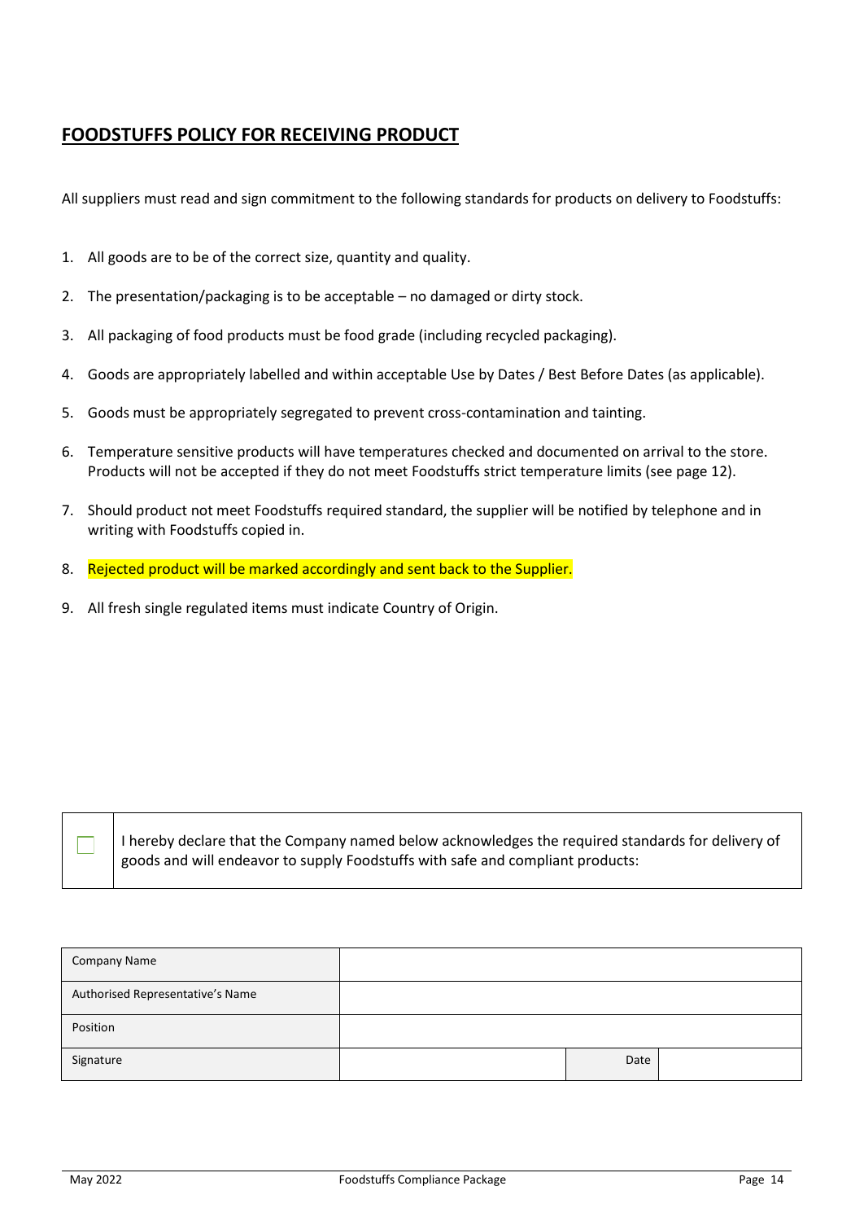## <u>FOODSTUFFS POLICY FOR RECEIVING PRODUCT</u>

All suppliers must read and sign commitment to the following standards for products on delivery to Foodstuffs:

1. All goods are to be of the correct size, quantity and quality.
2. The presentation/packaging is to be acceptable – no damaged or dirty stock.
3. All packaging of food products must be food grade (including recycled packaging).
4. Goods are appropriately labelled and within acceptable Use by Dates / Best Before Dates (as applicable).
5. Goods must be appropriately segregated to prevent cross-contamination and tainting.
6. Temperature sensitive products will have temperatures checked and documented on arrival to the store. Products will not be accepted if they do not meet Foodstuffs strict temperature limits (see page 12).
7. Should product not meet Foodstuffs required standard, the supplier will be notified by telephone and in writing with Foodstuffs copied in.
8. Rejected product will be marked accordingly and sent back to the Supplier.
9. All fresh single regulated items must indicate Country of Origin.

| ☐ | I hereby declare that the Company named below acknowledges the required standards for delivery of goods and will endeavor to supply Foodstuffs with safe and compliant products: |
|---|---|

| Company Name | | | |
|---|---|---|---|
| Authorised Representative's Name | | | |
| Position | | | |
| Signature | | Date | |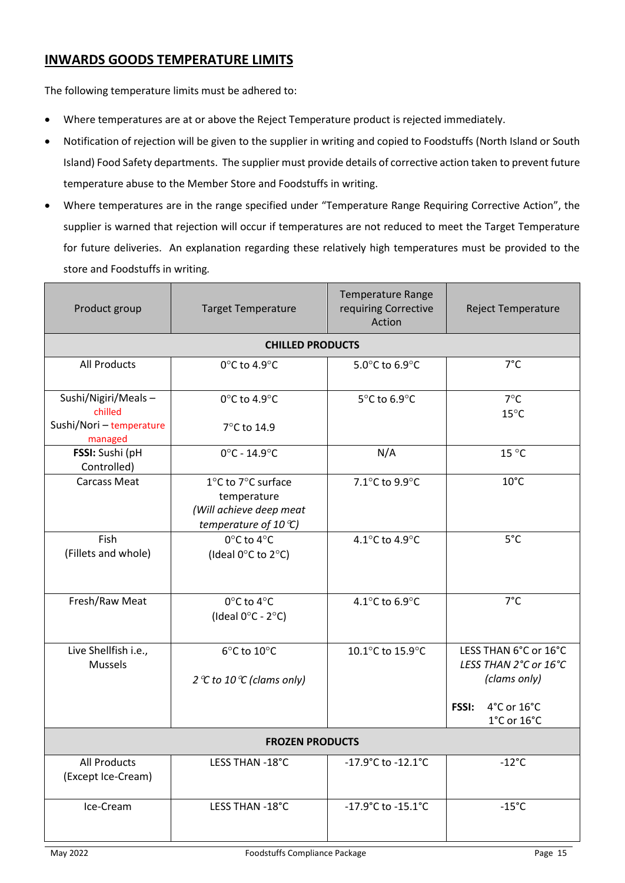## INWARDS GOODS TEMPERATURE LIMITS

The following temperature limits must be adhered to:

- Where temperatures are at or above the Reject Temperature product is rejected immediately.
- Notification of rejection will be given to the supplier in writing and copied to Foodstuffs (North Island or South Island) Food Safety departments. The supplier must provide details of corrective action taken to prevent future temperature abuse to the Member Store and Foodstuffs in writing.
- Where temperatures are in the range specified under "Temperature Range Requiring Corrective Action", the supplier is warned that rejection will occur if temperatures are not reduced to meet the Target Temperature for future deliveries. An explanation regarding these relatively high temperatures must be provided to the store and Foodstuffs in writing.

| Product group | Target Temperature | Temperature Range requiring Corrective Action | Reject Temperature |
|---|---|---|---|
| **CHILLED PRODUCTS** | | | |
| All Products | 0°C to 4.9°C | 5.0°C to 6.9°C | 7°C |
| Sushi/Nigiri/Meals – chilled<br>Sushi/Nori – temperature managed | 0°C to 4.9°C<br>7°C to 14.9 | 5°C to 6.9°C | 7°C<br>15°C |
| **FSSI:** Sushi (pH Controlled) | 0°C - 14.9°C | N/A | 15 °C |
| Carcass Meat | 1°C to 7°C surface temperature<br>*(Will achieve deep meat temperature of 10°C)* | 7.1°C to 9.9°C | 10°C |
| Fish<br>(Fillets and whole) | 0°C to 4°C<br>(Ideal 0°C to 2°C) | 4.1°C to 4.9°C | 5°C |
| Fresh/Raw Meat | 0°C to 4°C<br>(Ideal 0°C - 2°C) | 4.1°C to 6.9°C | 7°C |
| Live Shellfish i.e., Mussels | 6°C to 10°C<br>*2°C to 10°C (clams only)* | 10.1°C to 15.9°C | LESS THAN 6°C or 16°C<br>*LESS THAN 2°C or 16°C (clams only)*<br>**FSSI:** 4°C or 16°C<br>1°C or 16°C |
| **FROZEN PRODUCTS** | | | |
| All Products<br>(Except Ice-Cream) | LESS THAN -18°C | -17.9°C to -12.1°C | -12°C |
| Ice-Cream | LESS THAN -18°C | -17.9°C to -15.1°C | -15°C |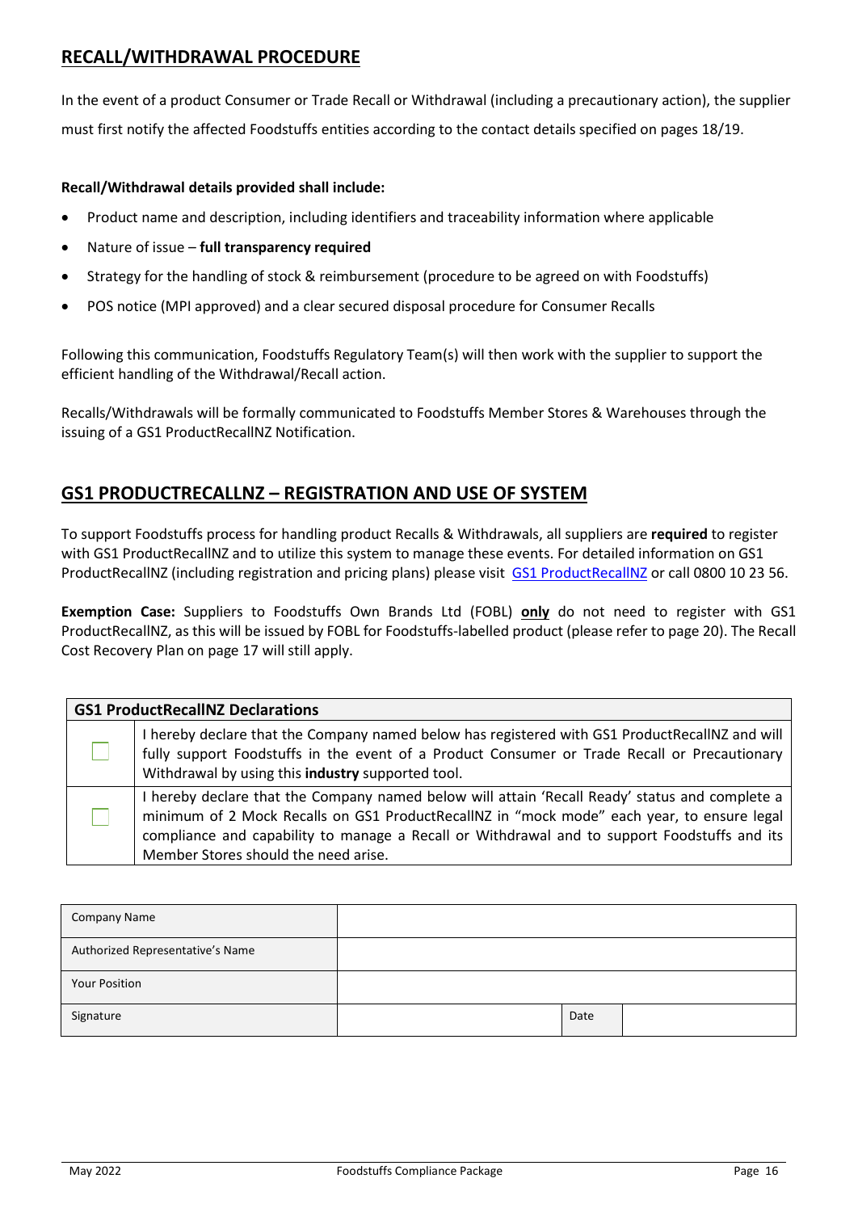## RECALL/WITHDRAWAL PROCEDURE

In the event of a product Consumer or Trade Recall or Withdrawal (including a precautionary action), the supplier must first notify the affected Foodstuffs entities according to the contact details specified on pages 18/19.

**Recall/Withdrawal details provided shall include:**

- Product name and description, including identifiers and traceability information where applicable
- Nature of issue – **full transparency required**
- Strategy for the handling of stock & reimbursement (procedure to be agreed on with Foodstuffs)
- POS notice (MPI approved) and a clear secured disposal procedure for Consumer Recalls

Following this communication, Foodstuffs Regulatory Team(s) will then work with the supplier to support the efficient handling of the Withdrawal/Recall action.

Recalls/Withdrawals will be formally communicated to Foodstuffs Member Stores & Warehouses through the issuing of a GS1 ProductRecallNZ Notification.

## GS1 PRODUCTRECALLNZ – REGISTRATION AND USE OF SYSTEM

To support Foodstuffs process for handling product Recalls & Withdrawals, all suppliers are **required** to register with GS1 ProductRecallNZ and to utilize this system to manage these events. For detailed information on GS1 ProductRecallNZ (including registration and pricing plans) please visit GS1 ProductRecallNZ or call 0800 10 23 56.

**Exemption Case:** Suppliers to Foodstuffs Own Brands Ltd (FOBL) **only** do not need to register with GS1 ProductRecallNZ, as this will be issued by FOBL for Foodstuffs-labelled product (please refer to page 20). The Recall Cost Recovery Plan on page 17 will still apply.

| **GS1 ProductRecallNZ Declarations** | |
|---|---|
| ☐ | I hereby declare that the Company named below has registered with GS1 ProductRecallNZ and will fully support Foodstuffs in the event of a Product Consumer or Trade Recall or Precautionary Withdrawal by using this **industry** supported tool. |
| ☐ | I hereby declare that the Company named below will attain 'Recall Ready' status and complete a minimum of 2 Mock Recalls on GS1 ProductRecallNZ in "mock mode" each year, to ensure legal compliance and capability to manage a Recall or Withdrawal and to support Foodstuffs and its Member Stores should the need arise. |

| Company Name | | | |
|---|---|---|---|
| Authorized Representative's Name | | | |
| Your Position | | | |
| Signature | | Date | |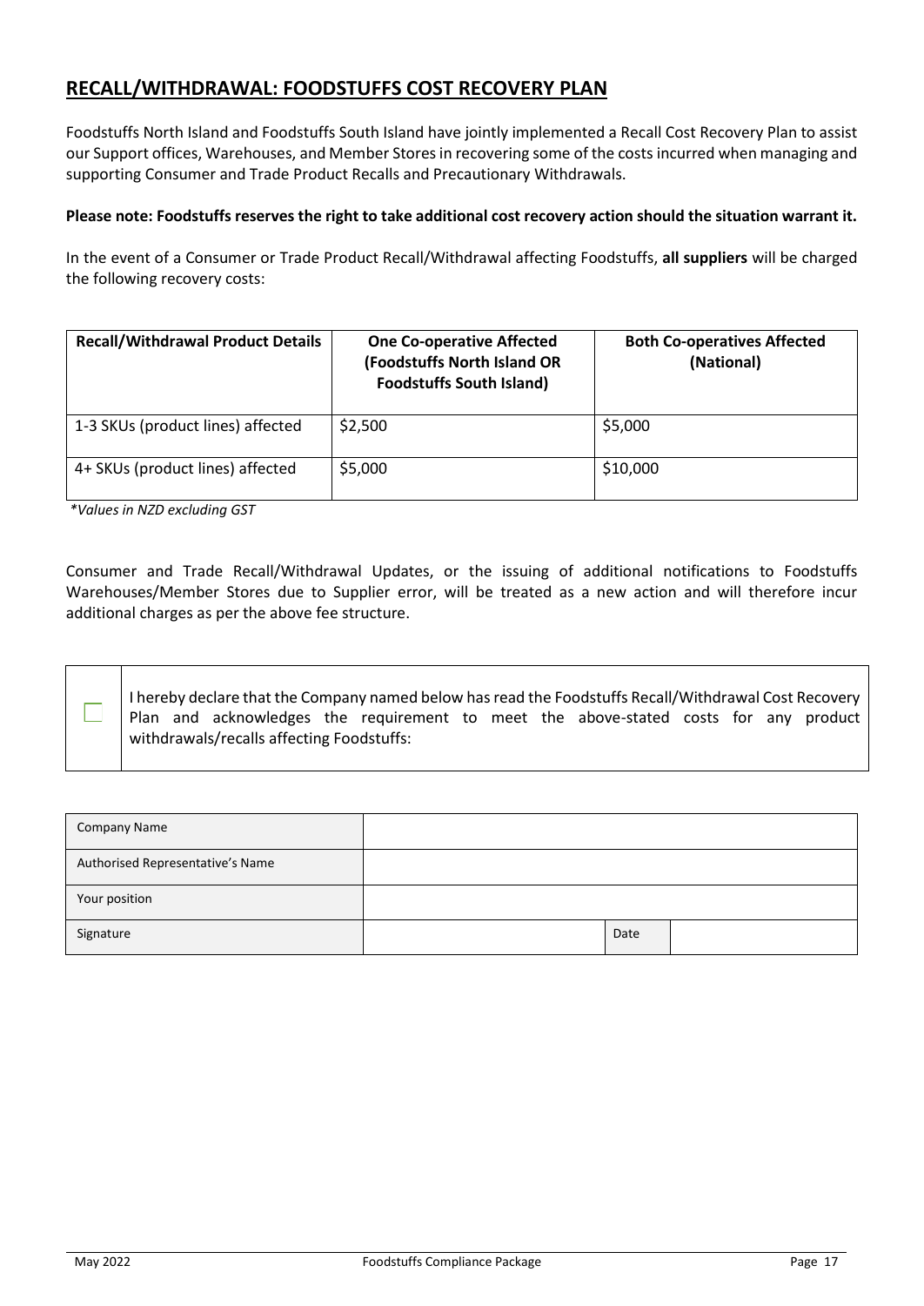## RECALL/WITHDRAWAL: FOODSTUFFS COST RECOVERY PLAN

Foodstuffs North Island and Foodstuffs South Island have jointly implemented a Recall Cost Recovery Plan to assist our Support offices, Warehouses, and Member Stores in recovering some of the costs incurred when managing and supporting Consumer and Trade Product Recalls and Precautionary Withdrawals.

**Please note: Foodstuffs reserves the right to take additional cost recovery action should the situation warrant it.**

In the event of a Consumer or Trade Product Recall/Withdrawal affecting Foodstuffs, **all suppliers** will be charged the following recovery costs:

| Recall/Withdrawal Product Details | One Co-operative Affected (Foodstuffs North Island OR Foodstuffs South Island) | Both Co-operatives Affected (National) |
|---|---|---|
| 1-3 SKUs (product lines) affected | $2,500 | $5,000 |
| 4+ SKUs (product lines) affected | $5,000 | $10,000 |

*\*Values in NZD excluding GST*

Consumer and Trade Recall/Withdrawal Updates, or the issuing of additional notifications to Foodstuffs Warehouses/Member Stores due to Supplier error, will be treated as a new action and will therefore incur additional charges as per the above fee structure.

☐ I hereby declare that the Company named below has read the Foodstuffs Recall/Withdrawal Cost Recovery Plan and acknowledges the requirement to meet the above-stated costs for any product withdrawals/recalls affecting Foodstuffs:

| Company Name | | | |
|---|---|---|---|
| Authorised Representative's Name | | | |
| Your position | | | |
| Signature | | Date | |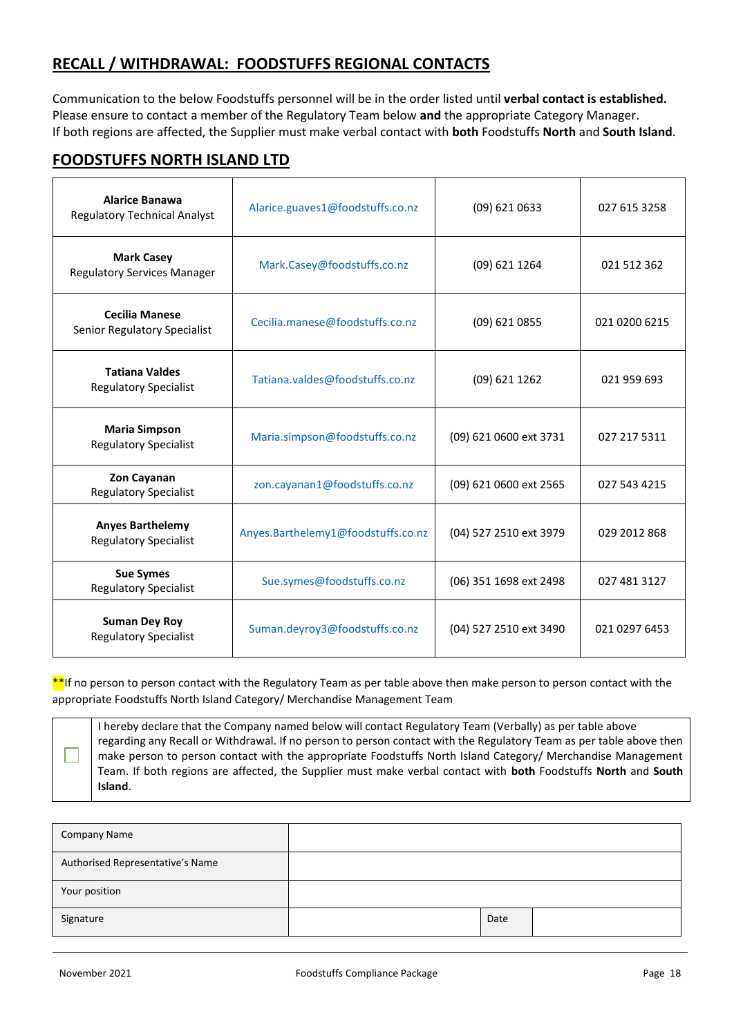## RECALL / WITHDRAWAL: FOODSTUFFS REGIONAL CONTACTS

Communication to the below Foodstuffs personnel will be in the order listed until **verbal contact is established.** Please ensure to contact a member of the Regulatory Team below **and** the appropriate Category Manager. If both regions are affected, the Supplier must make verbal contact with **both** Foodstuffs **North** and **South Island**.

## FOODSTUFFS NORTH ISLAND LTD

| | | | |
|---|---|---|---|
| **Alarice Banawa** Regulatory Technical Analyst | Alarice.guaves1@foodstuffs.co.nz | (09) 621 0633 | 027 615 3258 |
| **Mark Casey** Regulatory Services Manager | Mark.Casey@foodstuffs.co.nz | (09) 621 1264 | 021 512 362 |
| **Cecilia Manese** Senior Regulatory Specialist | Cecilia.manese@foodstuffs.co.nz | (09) 621 0855 | 021 0200 6215 |
| **Tatiana Valdes** Regulatory Specialist | Tatiana.valdes@foodstuffs.co.nz | (09) 621 1262 | 021 959 693 |
| **Maria Simpson** Regulatory Specialist | Maria.simpson@foodstuffs.co.nz | (09) 621 0600 ext 3731 | 027 217 5311 |
| **Zon Cayanan** Regulatory Specialist | zon.cayanan1@foodstuffs.co.nz | (09) 621 0600 ext 2565 | 027 543 4215 |
| **Anyes Barthelemy** Regulatory Specialist | Anyes.Barthelemy1@foodstuffs.co.nz | (04) 527 2510 ext 3979 | 029 2012 868 |
| **Sue Symes** Regulatory Specialist | Sue.symes@foodstuffs.co.nz | (06) 351 1698 ext 2498 | 027 481 3127 |
| **Suman Dey Roy** Regulatory Specialist | Suman.deyroy3@foodstuffs.co.nz | (04) 527 2510 ext 3490 | 021 0297 6453 |

**If no person to person contact with the Regulatory Team as per table above then make person to person contact with the appropriate Foodstuffs North Island Category/ Merchandise Management Team

| | |
|---|---|
| ☐ | I hereby declare that the Company named below will contact Regulatory Team (Verbally) as per table above regarding any Recall or Withdrawal. If no person to person contact with the Regulatory Team as per table above then make person to person contact with the appropriate Foodstuffs North Island Category/ Merchandise Management Team. If both regions are affected, the Supplier must make verbal contact with **both** Foodstuffs **North** and **South Island**. |

| | | | |
|---|---|---|---|
| Company Name | | | |
| Authorised Representative's Name | | | |
| Your position | | | |
| Signature | | Date | |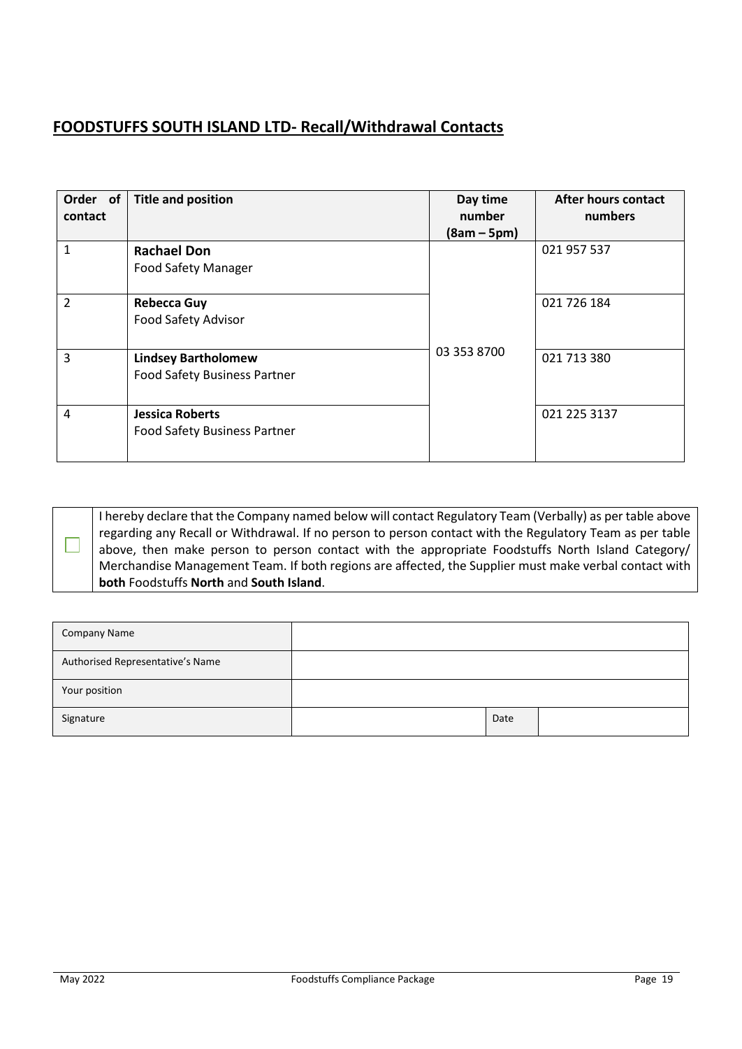## FOODSTUFFS SOUTH ISLAND LTD- Recall/Withdrawal Contacts

| Order of contact | Title and position | Day time number (8am – 5pm) | After hours contact numbers |
|---|---|---|---|
| 1 | **Rachael Don**<br>Food Safety Manager | 03 353 8700 | 021 957 537 |
| 2 | **Rebecca Guy**<br>Food Safety Advisor | | 021 726 184 |
| 3 | **Lindsey Bartholomew**<br>Food Safety Business Partner | | 021 713 380 |
| 4 | **Jessica Roberts**<br>Food Safety Business Partner | | 021 225 3137 |

| ☐ | I hereby declare that the Company named below will contact Regulatory Team (Verbally) as per table above regarding any Recall or Withdrawal. If no person to person contact with the Regulatory Team as per table above, then make person to person contact with the appropriate Foodstuffs North Island Category/ Merchandise Management Team. If both regions are affected, the Supplier must make verbal contact with **both** Foodstuffs **North** and **South Island**. |
|---|---|

| Company Name | | | |
|---|---|---|---|
| Authorised Representative's Name | | | |
| Your position | | | |
| Signature | | Date | |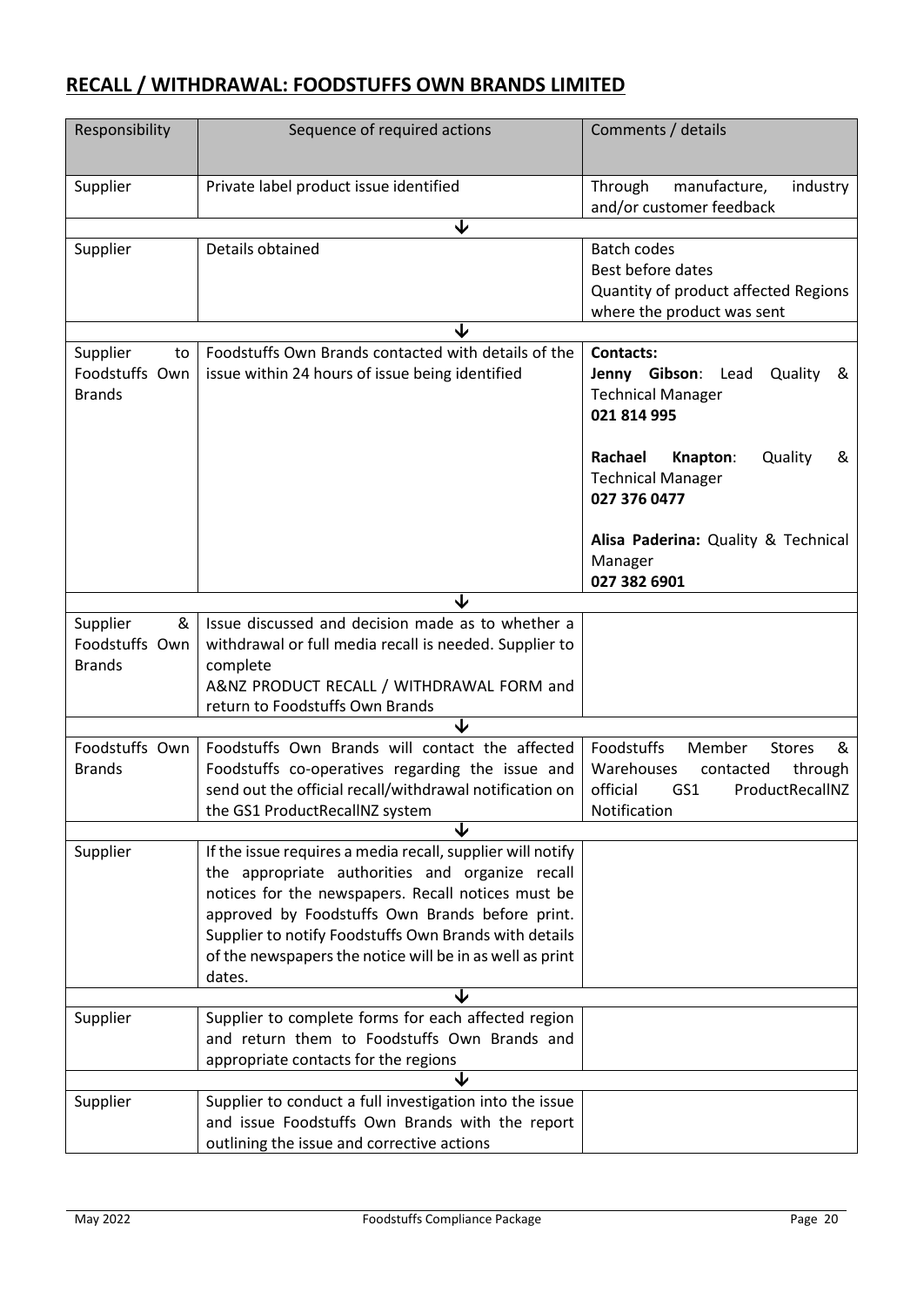## RECALL / WITHDRAWAL: FOODSTUFFS OWN BRANDS LIMITED

| Responsibility | Sequence of required actions | Comments / details |
|---|---|---|
| Supplier | Private label product issue identified | Through manufacture, industry and/or customer feedback |
| | ↓ | |
| Supplier | Details obtained | Batch codes<br>Best before dates<br>Quantity of product affected Regions where the product was sent |
| | ↓ | |
| Supplier to Foodstuffs Own Brands | Foodstuffs Own Brands contacted with details of the issue within 24 hours of issue being identified | **Contacts:**<br>**Jenny Gibson**: Lead Quality & Technical Manager<br>**021 814 995**<br><br>**Rachael Knapton**: Quality & Technical Manager<br>**027 376 0477**<br><br>**Alisa Paderina:** Quality & Technical Manager<br>**027 382 6901** |
| | ↓ | |
| Supplier & Foodstuffs Own Brands | Issue discussed and decision made as to whether a withdrawal or full media recall is needed. Supplier to complete A&NZ PRODUCT RECALL / WITHDRAWAL FORM and return to Foodstuffs Own Brands | |
| | ↓ | |
| Foodstuffs Own Brands | Foodstuffs Own Brands will contact the affected Foodstuffs co-operatives regarding the issue and send out the official recall/withdrawal notification on the GS1 ProductRecallNZ system | Foodstuffs Member Stores & Warehouses contacted through official GS1 ProductRecallNZ Notification |
| | ↓ | |
| Supplier | If the issue requires a media recall, supplier will notify the appropriate authorities and organize recall notices for the newspapers. Recall notices must be approved by Foodstuffs Own Brands before print. Supplier to notify Foodstuffs Own Brands with details of the newspapers the notice will be in as well as print dates. | |
| | ↓ | |
| Supplier | Supplier to complete forms for each affected region and return them to Foodstuffs Own Brands and appropriate contacts for the regions | |
| | ↓ | |
| Supplier | Supplier to conduct a full investigation into the issue and issue Foodstuffs Own Brands with the report outlining the issue and corrective actions | |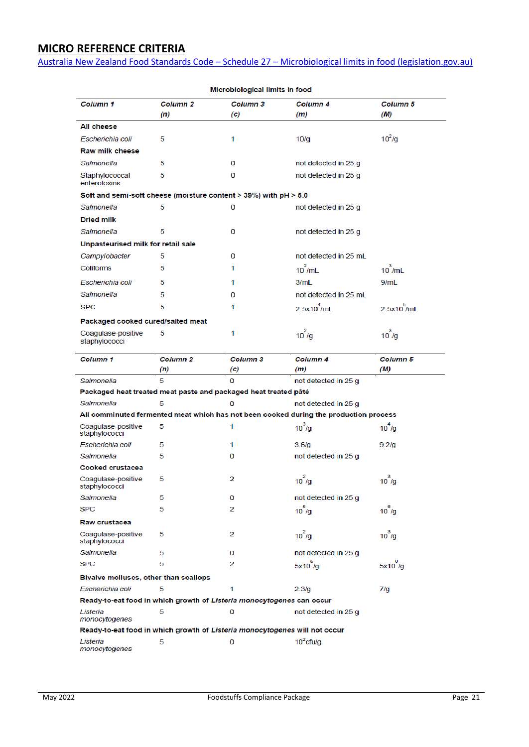## MICRO REFERENCE CRITERIA

Australia New Zealand Food Standards Code – Schedule 27 – Microbiological limits in food (legislation.gov.au)

**Microbiological limits in food**

| *Column 1* | *Column 2* *(n)* | *Column 3* *(c)* | *Column 4* *(m)* | *Column 5* *(M)* |
|---|---|---|---|---|
| **All cheese** | | | | |
| *Escherichia coli* | 5 | 1 | 10/g | $10^2$/g |
| **Raw milk cheese** | | | | |
| *Salmonella* | 5 | 0 | not detected in 25 g | |
| Staphylococcal enterotoxins | 5 | 0 | not detected in 25 g | |
| **Soft and semi-soft cheese (moisture content > 39%) with pH > 5.0** | | | | |
| *Salmonella* | 5 | 0 | not detected in 25 g | |
| **Dried milk** | | | | |
| *Salmonella* | 5 | 0 | not detected in 25 g | |
| **Unpasteurised milk for retail sale** | | | | |
| *Campylobacter* | 5 | 0 | not detected in 25 mL | |
| Coliforms | 5 | 1 | $10^2$/mL | $10^3$/mL |
| *Escherichia coli* | 5 | 1 | 3/mL | 9/mL |
| *Salmonella* | 5 | 0 | not detected in 25 mL | |
| SPC | 5 | 1 | $2.5\times10^4$/mL | $2.5\times10^5$/mL |
| **Packaged cooked cured/salted meat** | | | | |
| Coagulase-positive staphylococci | 5 | 1 | $10^2$/g | $10^3$/g |
| *Salmonella* | 5 | 0 | not detected in 25 g | |
| **Packaged heat treated meat paste and packaged heat treated pâté** | | | | |
| *Salmonella* | 5 | 0 | not detected in 25 g | |
| **All comminuted fermented meat which has not been cooked during the production process** | | | | |
| Coagulase-positive staphylococci | 5 | 1 | $10^3$/g | $10^4$/g |
| *Escherichia coli* | 5 | 1 | 3.6/g | 9.2/g |
| *Salmonella* | 5 | 0 | not detected in 25 g | |
| **Cooked crustacea** | | | | |
| Coagulase-positive staphylococci | 5 | 2 | $10^2$/g | $10^3$/g |
| *Salmonella* | 5 | 0 | not detected in 25 g | |
| SPC | 5 | 2 | $10^5$/g | $10^6$/g |
| **Raw crustacea** | | | | |
| Coagulase-positive staphylococci | 5 | 2 | $10^2$/g | $10^3$/g |
| *Salmonella* | 5 | 0 | not detected in 25 g | |
| SPC | 5 | 2 | $5\times10^5$/g | $5\times10^6$/g |
| **Bivalve molluscs, other than scallops** | | | | |
| *Escherichia coli* | 5 | 1 | 2.3/g | 7/g |
| **Ready-to-eat food in which growth of *Listeria monocytogenes* can occur** | | | | |
| *Listeria monocytogenes* | 5 | 0 | not detected in 25 g | |
| **Ready-to-eat food in which growth of *Listeria monocytogenes* will not occur** | | | | |
| *Listeria monocytogenes* | 5 | 0 | $10^2$cfu/g | |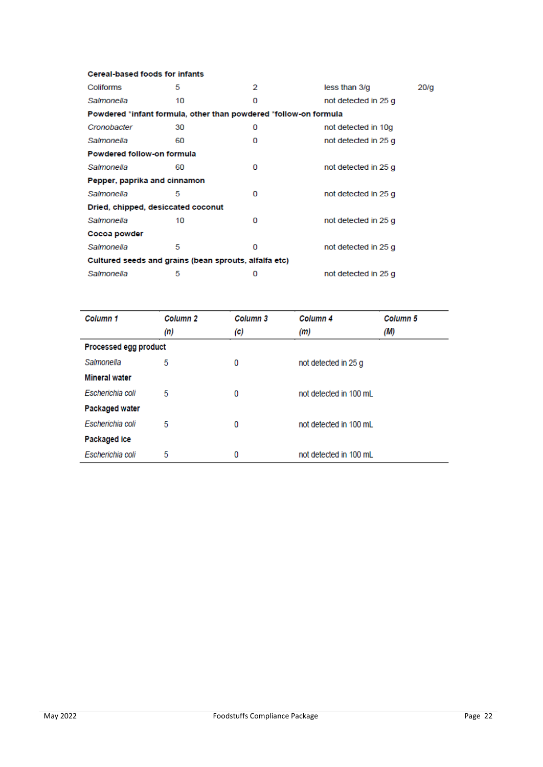| | | | | |
|---|---|---|---|---|
| **Cereal-based foods for infants** | | | | |
| Coliforms | 5 | 2 | less than 3/g | 20/g |
| *Salmonella* | 10 | 0 | not detected in 25 g | |
| **Powdered \*infant formula, other than powdered \*follow-on formula** | | | | |
| *Cronobacter* | 30 | 0 | not detected in 10g | |
| *Salmonella* | 60 | 0 | not detected in 25 g | |
| **Powdered follow-on formula** | | | | |
| *Salmonella* | 60 | 0 | not detected in 25 g | |
| **Pepper, paprika and cinnamon** | | | | |
| *Salmonella* | 5 | 0 | not detected in 25 g | |
| **Dried, chipped, desiccated coconut** | | | | |
| *Salmonella* | 10 | 0 | not detected in 25 g | |
| **Cocoa powder** | | | | |
| *Salmonella* | 5 | 0 | not detected in 25 g | |
| **Cultured seeds and grains (bean sprouts, alfalfa etc)** | | | | |
| *Salmonella* | 5 | 0 | not detected in 25 g | |

| *Column 1* | *Column 2* *(n)* | *Column 3* *(c)* | *Column 4* *(m)* | *Column 5* *(M)* |
|---|---|---|---|---|
| **Processed egg product** | | | | |
| *Salmonella* | 5 | 0 | not detected in 25 g | |
| **Mineral water** | | | | |
| *Escherichia coli* | 5 | 0 | not detected in 100 mL | |
| **Packaged water** | | | | |
| *Escherichia coli* | 5 | 0 | not detected in 100 mL | |
| **Packaged ice** | | | | |
| *Escherichia coli* | 5 | 0 | not detected in 100 mL | |